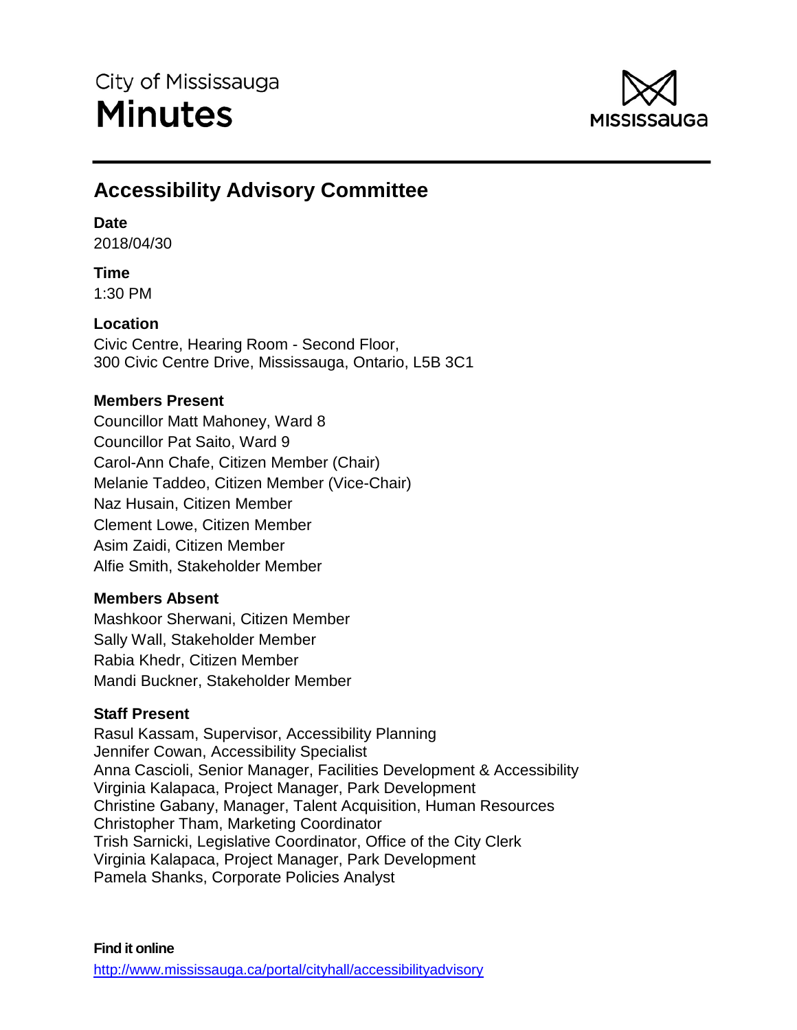City of Mississauga

# Minutes

## Accessibility Advisory Committee

**Date**
2018/04/30

**Time**
1:30 PM

**Location**
Civic Centre, Hearing Room - Second Floor,
300 Civic Centre Drive, Mississauga, Ontario, L5B 3C1

**Members Present**
Councillor Matt Mahoney, Ward 8
Councillor Pat Saito, Ward 9
Carol-Ann Chafe, Citizen Member (Chair)
Melanie Taddeo, Citizen Member (Vice-Chair)
Naz Husain, Citizen Member
Clement Lowe, Citizen Member
Asim Zaidi, Citizen Member
Alfie Smith, Stakeholder Member

**Members Absent**
Mashkoor Sherwani, Citizen Member
Sally Wall, Stakeholder Member
Rabia Khedr, Citizen Member
Mandi Buckner, Stakeholder Member

**Staff Present**
Rasul Kassam, Supervisor, Accessibility Planning
Jennifer Cowan, Accessibility Specialist
Anna Cascioli, Senior Manager, Facilities Development & Accessibility
Virginia Kalapaca, Project Manager, Park Development
Christine Gabany, Manager, Talent Acquisition, Human Resources
Christopher Tham, Marketing Coordinator
Trish Sarnicki, Legislative Coordinator, Office of the City Clerk
Virginia Kalapaca, Project Manager, Park Development
Pamela Shanks, Corporate Policies Analyst

**Find it online**
http://www.mississauga.ca/portal/cityhall/accessibilityadvisory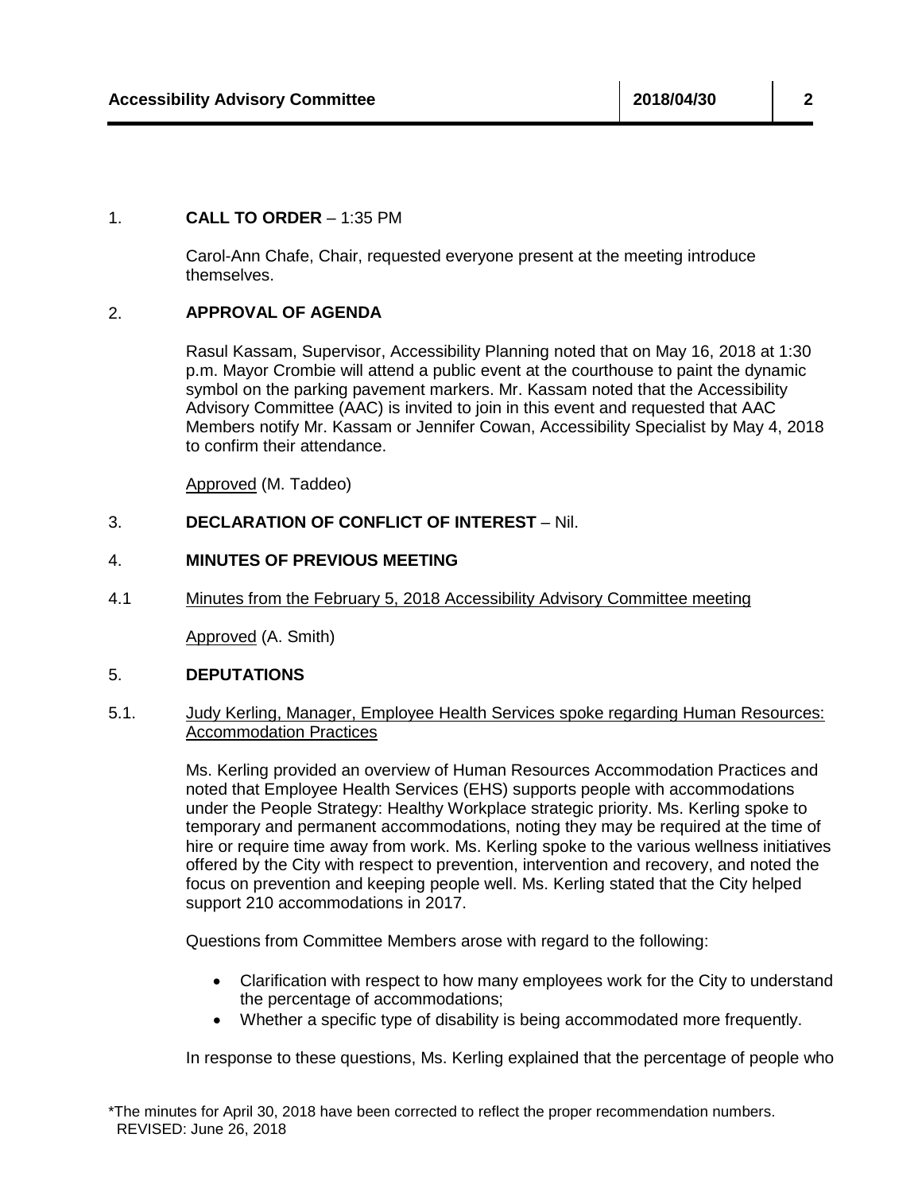1. **CALL TO ORDER** – 1:35 PM

Carol-Ann Chafe, Chair, requested everyone present at the meeting introduce themselves.

2. **APPROVAL OF AGENDA**

Rasul Kassam, Supervisor, Accessibility Planning noted that on May 16, 2018 at 1:30 p.m. Mayor Crombie will attend a public event at the courthouse to paint the dynamic symbol on the parking pavement markers. Mr. Kassam noted that the Accessibility Advisory Committee (AAC) is invited to join in this event and requested that AAC Members notify Mr. Kassam or Jennifer Cowan, Accessibility Specialist by May 4, 2018 to confirm their attendance.

Approved (M. Taddeo)

3. **DECLARATION OF CONFLICT OF INTEREST** – Nil.

4. **MINUTES OF PREVIOUS MEETING**

4.1 Minutes from the February 5, 2018 Accessibility Advisory Committee meeting

Approved (A. Smith)

5. **DEPUTATIONS**

5.1. Judy Kerling, Manager, Employee Health Services spoke regarding Human Resources: Accommodation Practices

Ms. Kerling provided an overview of Human Resources Accommodation Practices and noted that Employee Health Services (EHS) supports people with accommodations under the People Strategy: Healthy Workplace strategic priority. Ms. Kerling spoke to temporary and permanent accommodations, noting they may be required at the time of hire or require time away from work. Ms. Kerling spoke to the various wellness initiatives offered by the City with respect to prevention, intervention and recovery, and noted the focus on prevention and keeping people well. Ms. Kerling stated that the City helped support 210 accommodations in 2017.

Questions from Committee Members arose with regard to the following:

- Clarification with respect to how many employees work for the City to understand the percentage of accommodations;
- Whether a specific type of disability is being accommodated more frequently.

In response to these questions, Ms. Kerling explained that the percentage of people who

*The minutes for April 30, 2018 have been corrected to reflect the proper recommendation numbers.
REVISED: June 26, 2018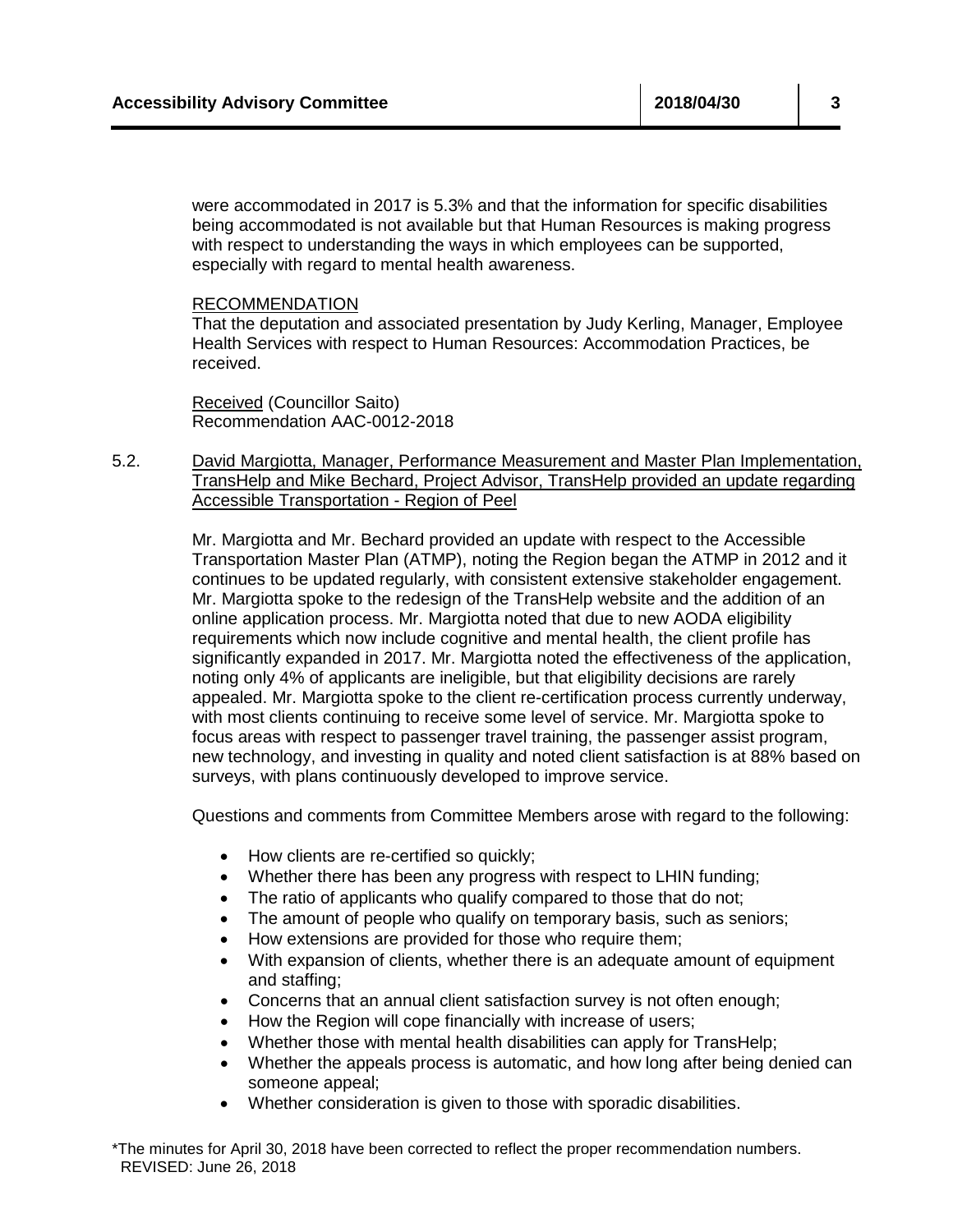were accommodated in 2017 is 5.3% and that the information for specific disabilities being accommodated is not available but that Human Resources is making progress with respect to understanding the ways in which employees can be supported, especially with regard to mental health awareness.

RECOMMENDATION
That the deputation and associated presentation by Judy Kerling, Manager, Employee Health Services with respect to Human Resources: Accommodation Practices, be received.

Received (Councillor Saito)
Recommendation AAC-0012-2018

5.2. David Margiotta, Manager, Performance Measurement and Master Plan Implementation, TransHelp and Mike Bechard, Project Advisor, TransHelp provided an update regarding Accessible Transportation - Region of Peel

Mr. Margiotta and Mr. Bechard provided an update with respect to the Accessible Transportation Master Plan (ATMP), noting the Region began the ATMP in 2012 and it continues to be updated regularly, with consistent extensive stakeholder engagement. Mr. Margiotta spoke to the redesign of the TransHelp website and the addition of an online application process. Mr. Margiotta noted that due to new AODA eligibility requirements which now include cognitive and mental health, the client profile has significantly expanded in 2017. Mr. Margiotta noted the effectiveness of the application, noting only 4% of applicants are ineligible, but that eligibility decisions are rarely appealed. Mr. Margiotta spoke to the client re-certification process currently underway, with most clients continuing to receive some level of service. Mr. Margiotta spoke to focus areas with respect to passenger travel training, the passenger assist program, new technology, and investing in quality and noted client satisfaction is at 88% based on surveys, with plans continuously developed to improve service.

Questions and comments from Committee Members arose with regard to the following:

- How clients are re-certified so quickly;
- Whether there has been any progress with respect to LHIN funding;
- The ratio of applicants who qualify compared to those that do not;
- The amount of people who qualify on temporary basis, such as seniors;
- How extensions are provided for those who require them;
- With expansion of clients, whether there is an adequate amount of equipment and staffing;
- Concerns that an annual client satisfaction survey is not often enough;
- How the Region will cope financially with increase of users;
- Whether those with mental health disabilities can apply for TransHelp;
- Whether the appeals process is automatic, and how long after being denied can someone appeal;
- Whether consideration is given to those with sporadic disabilities.

*The minutes for April 30, 2018 have been corrected to reflect the proper recommendation numbers.
REVISED: June 26, 2018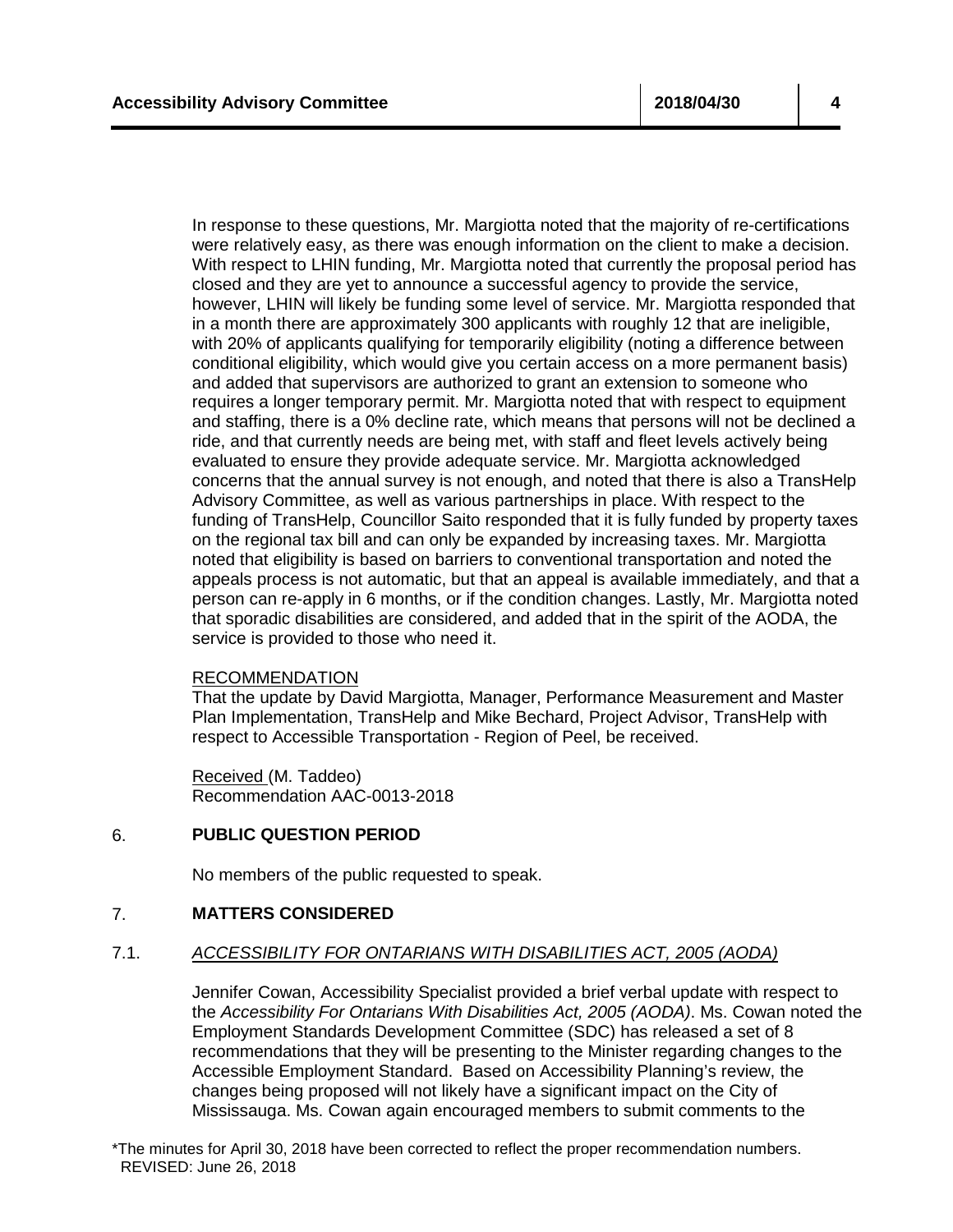In response to these questions, Mr. Margiotta noted that the majority of re-certifications were relatively easy, as there was enough information on the client to make a decision. With respect to LHIN funding, Mr. Margiotta noted that currently the proposal period has closed and they are yet to announce a successful agency to provide the service, however, LHIN will likely be funding some level of service. Mr. Margiotta responded that in a month there are approximately 300 applicants with roughly 12 that are ineligible, with 20% of applicants qualifying for temporarily eligibility (noting a difference between conditional eligibility, which would give you certain access on a more permanent basis) and added that supervisors are authorized to grant an extension to someone who requires a longer temporary permit. Mr. Margiotta noted that with respect to equipment and staffing, there is a 0% decline rate, which means that persons will not be declined a ride, and that currently needs are being met, with staff and fleet levels actively being evaluated to ensure they provide adequate service. Mr. Margiotta acknowledged concerns that the annual survey is not enough, and noted that there is also a TransHelp Advisory Committee, as well as various partnerships in place. With respect to the funding of TransHelp, Councillor Saito responded that it is fully funded by property taxes on the regional tax bill and can only be expanded by increasing taxes. Mr. Margiotta noted that eligibility is based on barriers to conventional transportation and noted the appeals process is not automatic, but that an appeal is available immediately, and that a person can re-apply in 6 months, or if the condition changes. Lastly, Mr. Margiotta noted that sporadic disabilities are considered, and added that in the spirit of the AODA, the service is provided to those who need it.

RECOMMENDATION
That the update by David Margiotta, Manager, Performance Measurement and Master Plan Implementation, TransHelp and Mike Bechard, Project Advisor, TransHelp with respect to Accessible Transportation - Region of Peel, be received.

Received (M. Taddeo)
Recommendation AAC-0013-2018

## 6. PUBLIC QUESTION PERIOD

No members of the public requested to speak.

## 7. MATTERS CONSIDERED

### 7.1. *ACCESSIBILITY FOR ONTARIANS WITH DISABILITIES ACT, 2005 (AODA)*

Jennifer Cowan, Accessibility Specialist provided a brief verbal update with respect to the *Accessibility For Ontarians With Disabilities Act, 2005 (AODA)*. Ms. Cowan noted the Employment Standards Development Committee (SDC) has released a set of 8 recommendations that they will be presenting to the Minister regarding changes to the Accessible Employment Standard. Based on Accessibility Planning's review, the changes being proposed will not likely have a significant impact on the City of Mississauga. Ms. Cowan again encouraged members to submit comments to the

*The minutes for April 30, 2018 have been corrected to reflect the proper recommendation numbers.
REVISED: June 26, 2018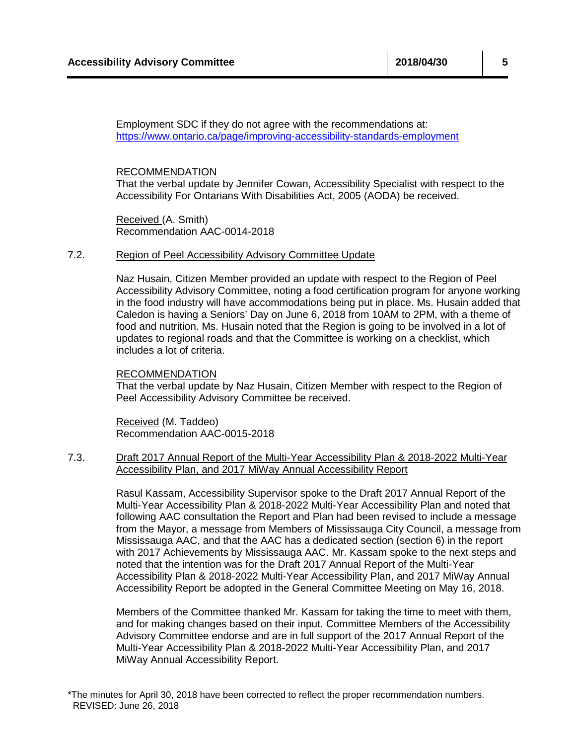Employment SDC if they do not agree with the recommendations at: https://www.ontario.ca/page/improving-accessibility-standards-employment

RECOMMENDATION
That the verbal update by Jennifer Cowan, Accessibility Specialist with respect to the Accessibility For Ontarians With Disabilities Act, 2005 (AODA) be received.

Received (A. Smith)
Recommendation AAC-0014-2018

7.2. Region of Peel Accessibility Advisory Committee Update

Naz Husain, Citizen Member provided an update with respect to the Region of Peel Accessibility Advisory Committee, noting a food certification program for anyone working in the food industry will have accommodations being put in place. Ms. Husain added that Caledon is having a Seniors' Day on June 6, 2018 from 10AM to 2PM, with a theme of food and nutrition. Ms. Husain noted that the Region is going to be involved in a lot of updates to regional roads and that the Committee is working on a checklist, which includes a lot of criteria.

RECOMMENDATION
That the verbal update by Naz Husain, Citizen Member with respect to the Region of Peel Accessibility Advisory Committee be received.

Received (M. Taddeo)
Recommendation AAC-0015-2018

7.3. Draft 2017 Annual Report of the Multi-Year Accessibility Plan & 2018-2022 Multi-Year Accessibility Plan, and 2017 MiWay Annual Accessibility Report

Rasul Kassam, Accessibility Supervisor spoke to the Draft 2017 Annual Report of the Multi-Year Accessibility Plan & 2018-2022 Multi-Year Accessibility Plan and noted that following AAC consultation the Report and Plan had been revised to include a message from the Mayor, a message from Members of Mississauga City Council, a message from Mississauga AAC, and that the AAC has a dedicated section (section 6) in the report with 2017 Achievements by Mississauga AAC. Mr. Kassam spoke to the next steps and noted that the intention was for the Draft 2017 Annual Report of the Multi-Year Accessibility Plan & 2018-2022 Multi-Year Accessibility Plan, and 2017 MiWay Annual Accessibility Report be adopted in the General Committee Meeting on May 16, 2018.

Members of the Committee thanked Mr. Kassam for taking the time to meet with them, and for making changes based on their input. Committee Members of the Accessibility Advisory Committee endorse and are in full support of the 2017 Annual Report of the Multi-Year Accessibility Plan & 2018-2022 Multi-Year Accessibility Plan, and 2017 MiWay Annual Accessibility Report.

*The minutes for April 30, 2018 have been corrected to reflect the proper recommendation numbers.
REVISED: June 26, 2018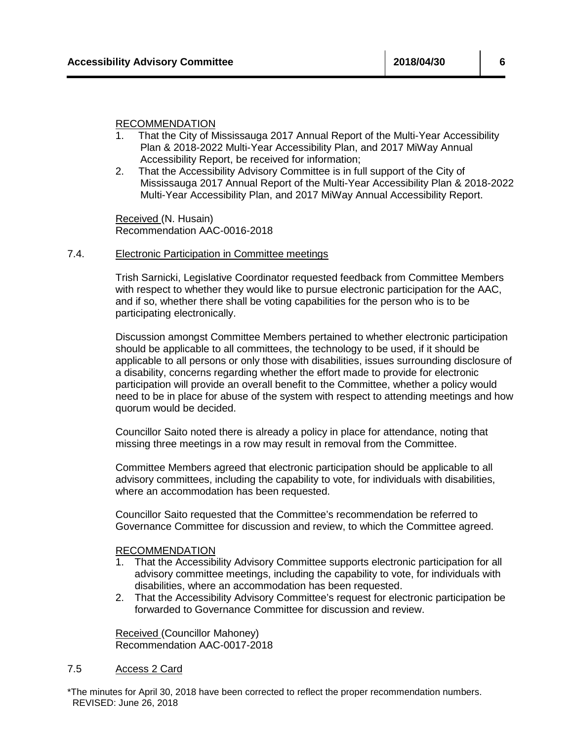RECOMMENDATION

1. That the City of Mississauga 2017 Annual Report of the Multi-Year Accessibility Plan & 2018-2022 Multi-Year Accessibility Plan, and 2017 MiWay Annual Accessibility Report, be received for information;
2. That the Accessibility Advisory Committee is in full support of the City of Mississauga 2017 Annual Report of the Multi-Year Accessibility Plan & 2018-2022 Multi-Year Accessibility Plan, and 2017 MiWay Annual Accessibility Report.

Received (N. Husain)
Recommendation AAC-0016-2018

## 7.4. Electronic Participation in Committee meetings

Trish Sarnicki, Legislative Coordinator requested feedback from Committee Members with respect to whether they would like to pursue electronic participation for the AAC, and if so, whether there shall be voting capabilities for the person who is to be participating electronically.

Discussion amongst Committee Members pertained to whether electronic participation should be applicable to all committees, the technology to be used, if it should be applicable to all persons or only those with disabilities, issues surrounding disclosure of a disability, concerns regarding whether the effort made to provide for electronic participation will provide an overall benefit to the Committee, whether a policy would need to be in place for abuse of the system with respect to attending meetings and how quorum would be decided.

Councillor Saito noted there is already a policy in place for attendance, noting that missing three meetings in a row may result in removal from the Committee.

Committee Members agreed that electronic participation should be applicable to all advisory committees, including the capability to vote, for individuals with disabilities, where an accommodation has been requested.

Councillor Saito requested that the Committee's recommendation be referred to Governance Committee for discussion and review, to which the Committee agreed.

RECOMMENDATION

1. That the Accessibility Advisory Committee supports electronic participation for all advisory committee meetings, including the capability to vote, for individuals with disabilities, where an accommodation has been requested.
2. That the Accessibility Advisory Committee's request for electronic participation be forwarded to Governance Committee for discussion and review.

Received (Councillor Mahoney)
Recommendation AAC-0017-2018

## 7.5 Access 2 Card

*The minutes for April 30, 2018 have been corrected to reflect the proper recommendation numbers.
REVISED: June 26, 2018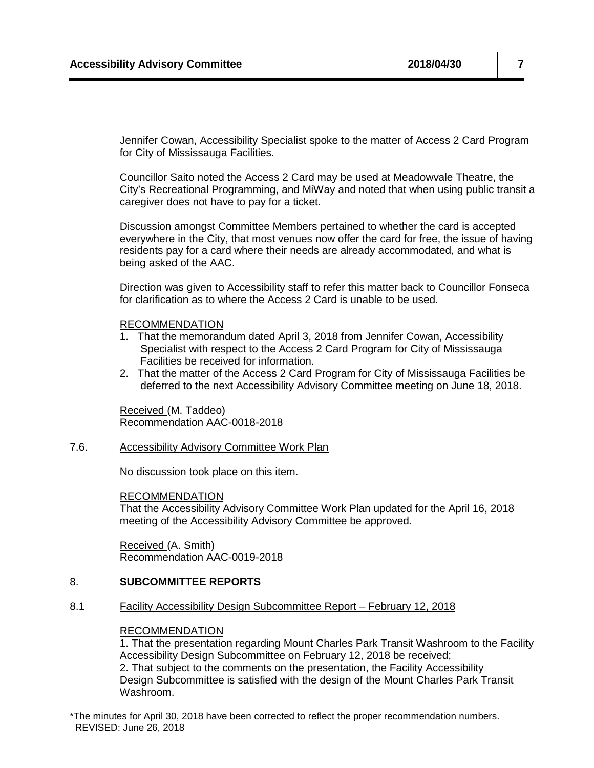Jennifer Cowan, Accessibility Specialist spoke to the matter of Access 2 Card Program for City of Mississauga Facilities.

Councillor Saito noted the Access 2 Card may be used at Meadowvale Theatre, the City's Recreational Programming, and MiWay and noted that when using public transit a caregiver does not have to pay for a ticket.

Discussion amongst Committee Members pertained to whether the card is accepted everywhere in the City, that most venues now offer the card for free, the issue of having residents pay for a card where their needs are already accommodated, and what is being asked of the AAC.

Direction was given to Accessibility staff to refer this matter back to Councillor Fonseca for clarification as to where the Access 2 Card is unable to be used.

RECOMMENDATION

1. That the memorandum dated April 3, 2018 from Jennifer Cowan, Accessibility Specialist with respect to the Access 2 Card Program for City of Mississauga Facilities be received for information.
2. That the matter of the Access 2 Card Program for City of Mississauga Facilities be deferred to the next Accessibility Advisory Committee meeting on June 18, 2018.

Received (M. Taddeo)
Recommendation AAC-0018-2018

7.6. Accessibility Advisory Committee Work Plan

No discussion took place on this item.

RECOMMENDATION

That the Accessibility Advisory Committee Work Plan updated for the April 16, 2018 meeting of the Accessibility Advisory Committee be approved.

Received (A. Smith)
Recommendation AAC-0019-2018

## 8. SUBCOMMITTEE REPORTS

8.1 Facility Accessibility Design Subcommittee Report – February 12, 2018

RECOMMENDATION

1. That the presentation regarding Mount Charles Park Transit Washroom to the Facility Accessibility Design Subcommittee on February 12, 2018 be received;
2. That subject to the comments on the presentation, the Facility Accessibility Design Subcommittee is satisfied with the design of the Mount Charles Park Transit Washroom.

*The minutes for April 30, 2018 have been corrected to reflect the proper recommendation numbers.
REVISED: June 26, 2018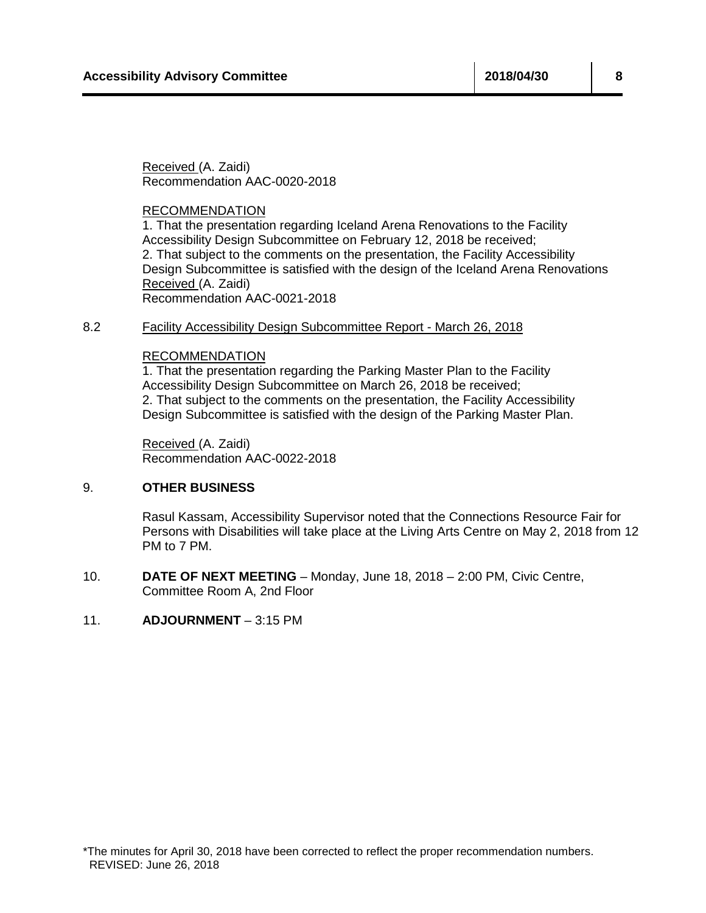Received (A. Zaidi)
Recommendation AAC-0020-2018

RECOMMENDATION
1. That the presentation regarding Iceland Arena Renovations to the Facility Accessibility Design Subcommittee on February 12, 2018 be received;
2. That subject to the comments on the presentation, the Facility Accessibility Design Subcommittee is satisfied with the design of the Iceland Arena Renovations
Received (A. Zaidi)
Recommendation AAC-0021-2018

8.2 Facility Accessibility Design Subcommittee Report - March 26, 2018

RECOMMENDATION
1. That the presentation regarding the Parking Master Plan to the Facility Accessibility Design Subcommittee on March 26, 2018 be received;
2. That subject to the comments on the presentation, the Facility Accessibility Design Subcommittee is satisfied with the design of the Parking Master Plan.

Received (A. Zaidi)
Recommendation AAC-0022-2018

9. **OTHER BUSINESS**

Rasul Kassam, Accessibility Supervisor noted that the Connections Resource Fair for Persons with Disabilities will take place at the Living Arts Centre on May 2, 2018 from 12 PM to 7 PM.

10. **DATE OF NEXT MEETING** – Monday, June 18, 2018 – 2:00 PM, Civic Centre, Committee Room A, 2nd Floor

11. **ADJOURNMENT** – 3:15 PM

*The minutes for April 30, 2018 have been corrected to reflect the proper recommendation numbers.
REVISED: June 26, 2018